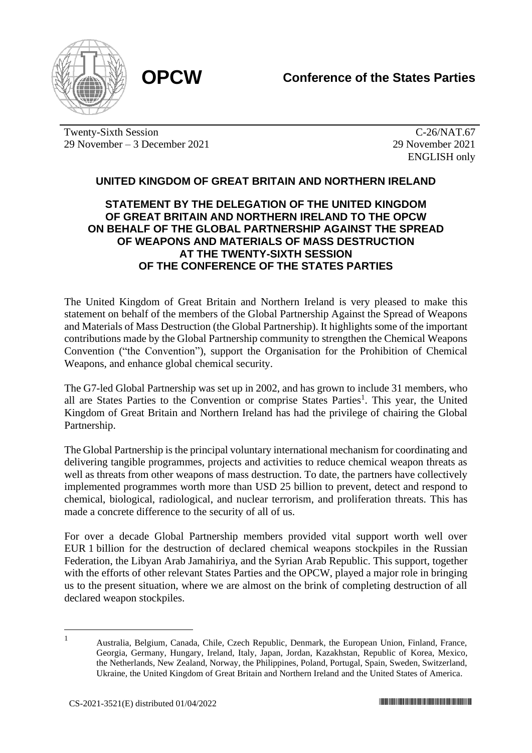**OPCW** — **Conference of the States Parties**

Twenty-Sixth Session
29 November – 3 December 2021

C-26/NAT.67
29 November 2021
ENGLISH only

## UNITED KINGDOM OF GREAT BRITAIN AND NORTHERN IRELAND

## STATEMENT BY THE DELEGATION OF THE UNITED KINGDOM OF GREAT BRITAIN AND NORTHERN IRELAND TO THE OPCW ON BEHALF OF THE GLOBAL PARTNERSHIP AGAINST THE SPREAD OF WEAPONS AND MATERIALS OF MASS DESTRUCTION AT THE TWENTY-SIXTH SESSION OF THE CONFERENCE OF THE STATES PARTIES

The United Kingdom of Great Britain and Northern Ireland is very pleased to make this statement on behalf of the members of the Global Partnership Against the Spread of Weapons and Materials of Mass Destruction (the Global Partnership). It highlights some of the important contributions made by the Global Partnership community to strengthen the Chemical Weapons Convention ("the Convention"), support the Organisation for the Prohibition of Chemical Weapons, and enhance global chemical security.

The G7-led Global Partnership was set up in 2002, and has grown to include 31 members, who all are States Parties to the Convention or comprise States Parties[1]. This year, the United Kingdom of Great Britain and Northern Ireland has had the privilege of chairing the Global Partnership.

The Global Partnership is the principal voluntary international mechanism for coordinating and delivering tangible programmes, projects and activities to reduce chemical weapon threats as well as threats from other weapons of mass destruction. To date, the partners have collectively implemented programmes worth more than USD 25 billion to prevent, detect and respond to chemical, biological, radiological, and nuclear terrorism, and proliferation threats. This has made a concrete difference to the security of all of us.

For over a decade Global Partnership members provided vital support worth well over EUR 1 billion for the destruction of declared chemical weapons stockpiles in the Russian Federation, the Libyan Arab Jamahiriya, and the Syrian Arab Republic. This support, together with the efforts of other relevant States Parties and the OPCW, played a major role in bringing us to the present situation, where we are almost on the brink of completing destruction of all declared weapon stockpiles.

---

[1] Australia, Belgium, Canada, Chile, Czech Republic, Denmark, the European Union, Finland, France, Georgia, Germany, Hungary, Ireland, Italy, Japan, Jordan, Kazakhstan, Republic of Korea, Mexico, the Netherlands, New Zealand, Norway, the Philippines, Poland, Portugal, Spain, Sweden, Switzerland, Ukraine, the United Kingdom of Great Britain and Northern Ireland and the United States of America.

CS-2021-3521(E) distributed 01/04/2022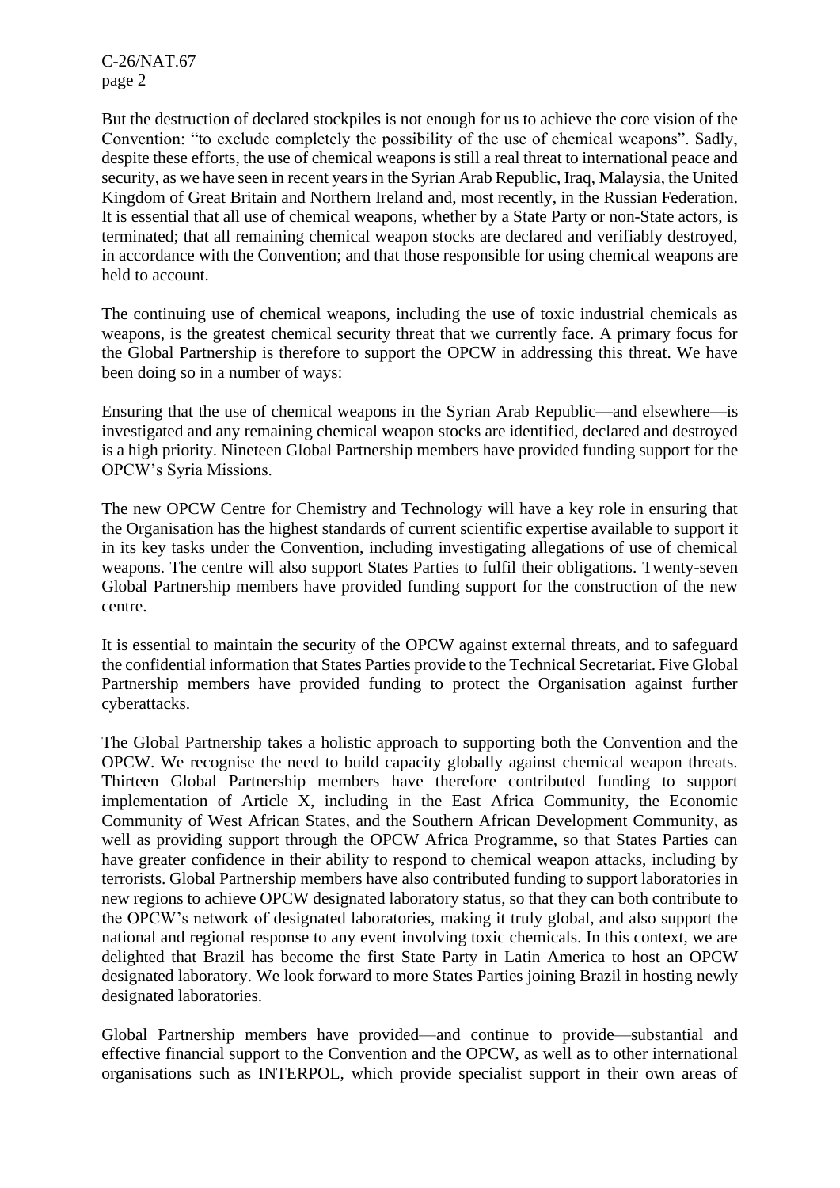But the destruction of declared stockpiles is not enough for us to achieve the core vision of the Convention: "to exclude completely the possibility of the use of chemical weapons". Sadly, despite these efforts, the use of chemical weapons is still a real threat to international peace and security, as we have seen in recent years in the Syrian Arab Republic, Iraq, Malaysia, the United Kingdom of Great Britain and Northern Ireland and, most recently, in the Russian Federation. It is essential that all use of chemical weapons, whether by a State Party or non-State actors, is terminated; that all remaining chemical weapon stocks are declared and verifiably destroyed, in accordance with the Convention; and that those responsible for using chemical weapons are held to account.

The continuing use of chemical weapons, including the use of toxic industrial chemicals as weapons, is the greatest chemical security threat that we currently face. A primary focus for the Global Partnership is therefore to support the OPCW in addressing this threat. We have been doing so in a number of ways:

Ensuring that the use of chemical weapons in the Syrian Arab Republic—and elsewhere—is investigated and any remaining chemical weapon stocks are identified, declared and destroyed is a high priority. Nineteen Global Partnership members have provided funding support for the OPCW's Syria Missions.

The new OPCW Centre for Chemistry and Technology will have a key role in ensuring that the Organisation has the highest standards of current scientific expertise available to support it in its key tasks under the Convention, including investigating allegations of use of chemical weapons. The centre will also support States Parties to fulfil their obligations. Twenty-seven Global Partnership members have provided funding support for the construction of the new centre.

It is essential to maintain the security of the OPCW against external threats, and to safeguard the confidential information that States Parties provide to the Technical Secretariat. Five Global Partnership members have provided funding to protect the Organisation against further cyberattacks.

The Global Partnership takes a holistic approach to supporting both the Convention and the OPCW. We recognise the need to build capacity globally against chemical weapon threats. Thirteen Global Partnership members have therefore contributed funding to support implementation of Article X, including in the East Africa Community, the Economic Community of West African States, and the Southern African Development Community, as well as providing support through the OPCW Africa Programme, so that States Parties can have greater confidence in their ability to respond to chemical weapon attacks, including by terrorists. Global Partnership members have also contributed funding to support laboratories in new regions to achieve OPCW designated laboratory status, so that they can both contribute to the OPCW's network of designated laboratories, making it truly global, and also support the national and regional response to any event involving toxic chemicals. In this context, we are delighted that Brazil has become the first State Party in Latin America to host an OPCW designated laboratory. We look forward to more States Parties joining Brazil in hosting newly designated laboratories.

Global Partnership members have provided—and continue to provide—substantial and effective financial support to the Convention and the OPCW, as well as to other international organisations such as INTERPOL, which provide specialist support in their own areas of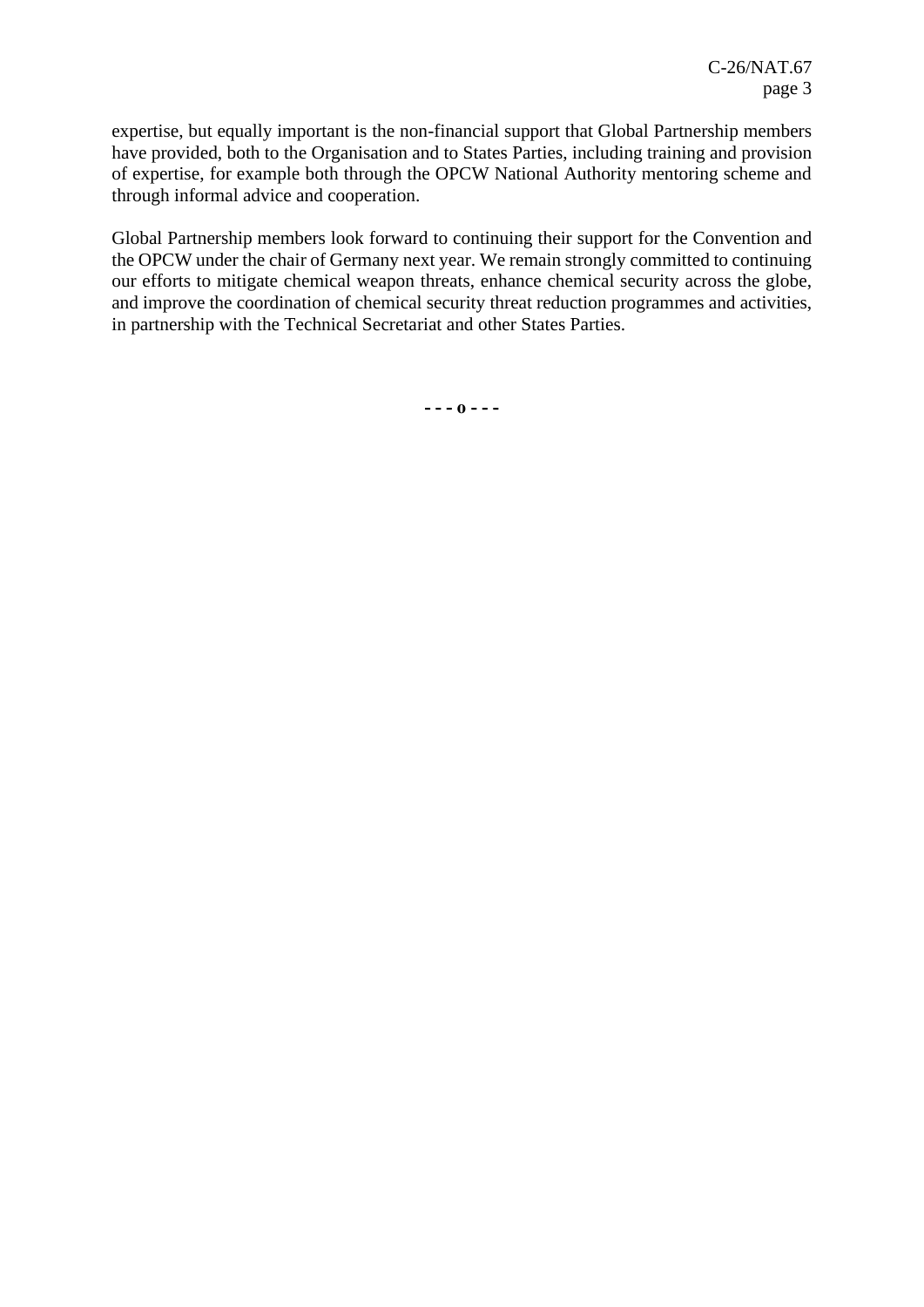expertise, but equally important is the non-financial support that Global Partnership members have provided, both to the Organisation and to States Parties, including training and provision of expertise, for example both through the OPCW National Authority mentoring scheme and through informal advice and cooperation.

Global Partnership members look forward to continuing their support for the Convention and the OPCW under the chair of Germany next year. We remain strongly committed to continuing our efforts to mitigate chemical weapon threats, enhance chemical security across the globe, and improve the coordination of chemical security threat reduction programmes and activities, in partnership with the Technical Secretariat and other States Parties.

**- - - o - - -**